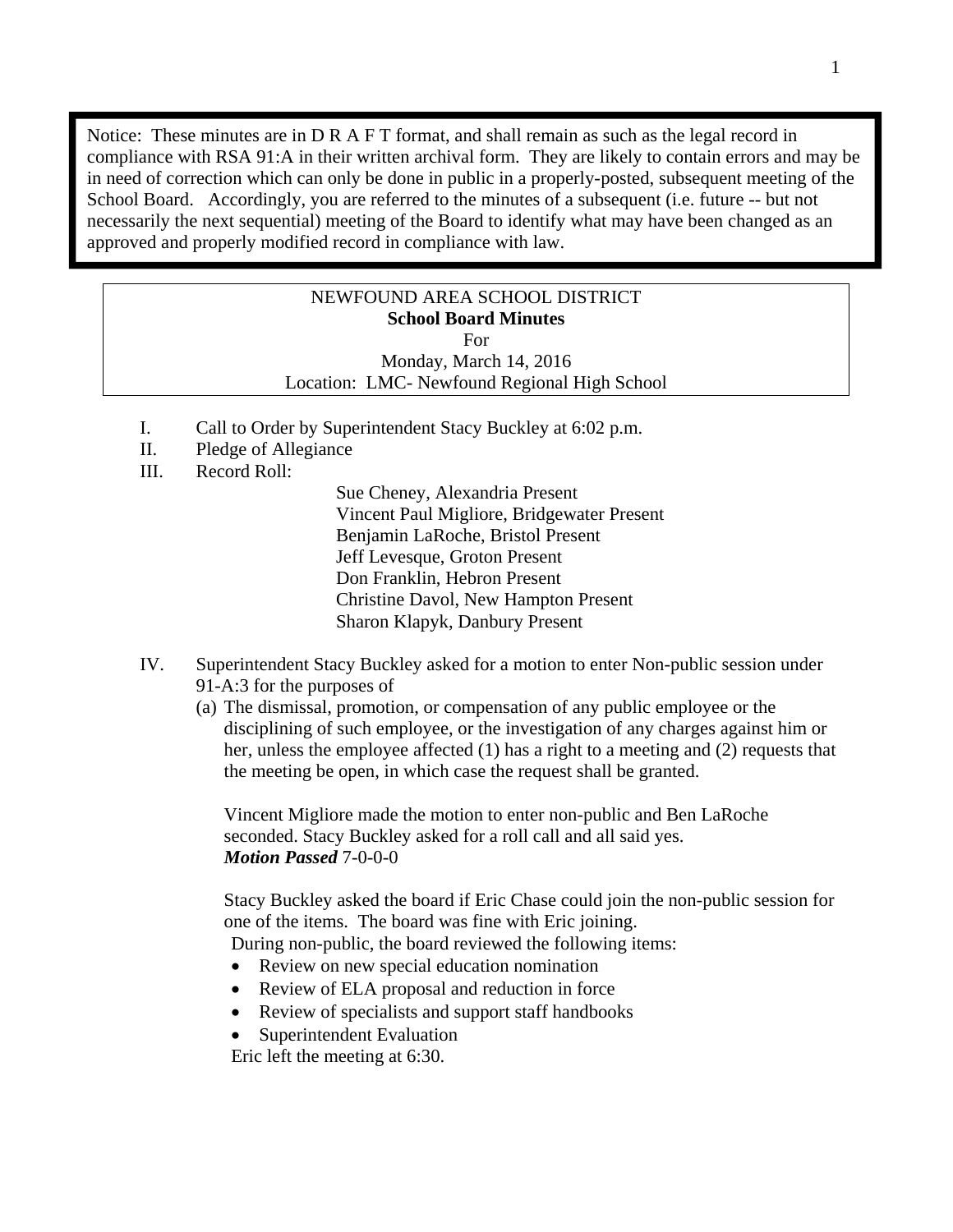Notice: These minutes are in D R A F T format, and shall remain as such as the legal record in compliance with RSA 91:A in their written archival form. They are likely to contain errors and may be in need of correction which can only be done in public in a properly-posted, subsequent meeting of the School Board. Accordingly, you are referred to the minutes of a subsequent (i.e. future -- but not necessarily the next sequential) meeting of the Board to identify what may have been changed as an approved and properly modified record in compliance with law.

NEWFOUND AREA SCHOOL DISTRICT
**School Board Minutes**
For
Monday, March 14, 2016
Location: LMC- Newfound Regional High School

I. Call to Order by Superintendent Stacy Buckley at 6:02 p.m.

II. Pledge of Allegiance

III. Record Roll:

Sue Cheney, Alexandria Present
Vincent Paul Migliore, Bridgewater Present
Benjamin LaRoche, Bristol Present
Jeff Levesque, Groton Present
Don Franklin, Hebron Present
Christine Davol, New Hampton Present
Sharon Klapyk, Danbury Present

IV. Superintendent Stacy Buckley asked for a motion to enter Non-public session under 91-A:3 for the purposes of

(a) The dismissal, promotion, or compensation of any public employee or the disciplining of such employee, or the investigation of any charges against him or her, unless the employee affected (1) has a right to a meeting and (2) requests that the meeting be open, in which case the request shall be granted.

Vincent Migliore made the motion to enter non-public and Ben LaRoche seconded. Stacy Buckley asked for a roll call and all said yes.
***Motion Passed*** 7-0-0-0

Stacy Buckley asked the board if Eric Chase could join the non-public session for one of the items. The board was fine with Eric joining.
During non-public, the board reviewed the following items:

- Review on new special education nomination
- Review of ELA proposal and reduction in force
- Review of specialists and support staff handbooks
- Superintendent Evaluation

Eric left the meeting at 6:30.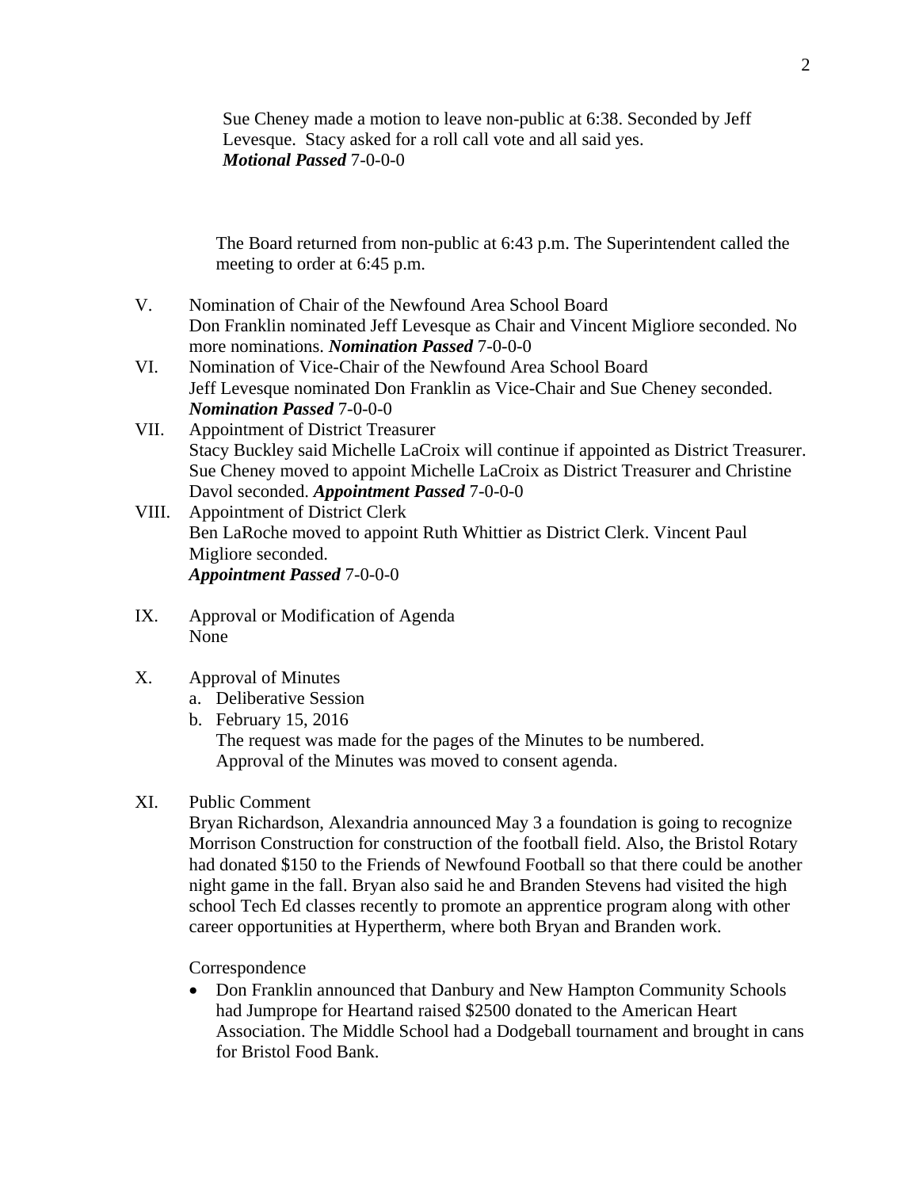Sue Cheney made a motion to leave non-public at 6:38. Seconded by Jeff Levesque. Stacy asked for a roll call vote and all said yes.
***Motional Passed*** 7-0-0-0

The Board returned from non-public at 6:43 p.m. The Superintendent called the meeting to order at 6:45 p.m.

V. Nomination of Chair of the Newfound Area School Board
Don Franklin nominated Jeff Levesque as Chair and Vincent Migliore seconded. No more nominations. ***Nomination Passed*** 7-0-0-0

VI. Nomination of Vice-Chair of the Newfound Area School Board
Jeff Levesque nominated Don Franklin as Vice-Chair and Sue Cheney seconded. ***Nomination Passed*** 7-0-0-0

VII. Appointment of District Treasurer
Stacy Buckley said Michelle LaCroix will continue if appointed as District Treasurer. Sue Cheney moved to appoint Michelle LaCroix as District Treasurer and Christine Davol seconded. ***Appointment Passed*** 7-0-0-0

VIII. Appointment of District Clerk
Ben LaRoche moved to appoint Ruth Whittier as District Clerk. Vincent Paul Migliore seconded.
***Appointment Passed*** 7-0-0-0

IX. Approval or Modification of Agenda
None

X. Approval of Minutes
   a. Deliberative Session
   b. February 15, 2016
      The request was made for the pages of the Minutes to be numbered.
      Approval of the Minutes was moved to consent agenda.

XI. Public Comment
Bryan Richardson, Alexandria announced May 3 a foundation is going to recognize Morrison Construction for construction of the football field. Also, the Bristol Rotary had donated $150 to the Friends of Newfound Football so that there could be another night game in the fall. Bryan also said he and Branden Stevens had visited the high school Tech Ed classes recently to promote an apprentice program along with other career opportunities at Hypertherm, where both Bryan and Branden work.

Correspondence

- Don Franklin announced that Danbury and New Hampton Community Schools had Jumprope for Heartand raised $2500 donated to the American Heart Association. The Middle School had a Dodgeball tournament and brought in cans for Bristol Food Bank.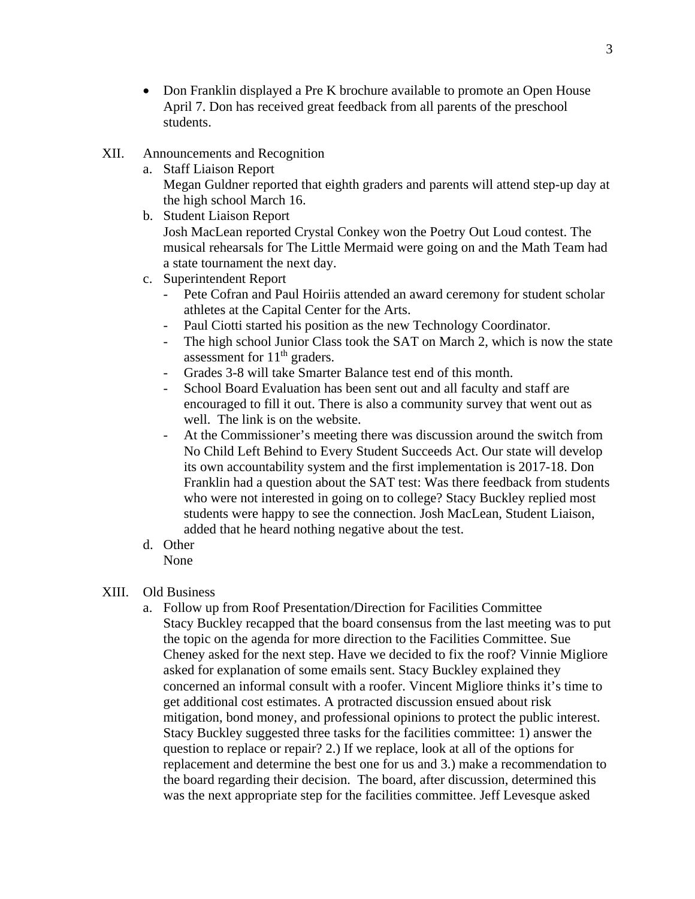- Don Franklin displayed a Pre K brochure available to promote an Open House April 7. Don has received great feedback from all parents of the preschool students.

XII. Announcements and Recognition

a. Staff Liaison Report
   Megan Guldner reported that eighth graders and parents will attend step-up day at the high school March 16.

b. Student Liaison Report
   Josh MacLean reported Crystal Conkey won the Poetry Out Loud contest. The musical rehearsals for The Little Mermaid were going on and the Math Team had a state tournament the next day.

c. Superintendent Report
   - Pete Cofran and Paul Hoiriis attended an award ceremony for student scholar athletes at the Capital Center for the Arts.
   - Paul Ciotti started his position as the new Technology Coordinator.
   - The high school Junior Class took the SAT on March 2, which is now the state assessment for 11th graders.
   - Grades 3-8 will take Smarter Balance test end of this month.
   - School Board Evaluation has been sent out and all faculty and staff are encouraged to fill it out. There is also a community survey that went out as well. The link is on the website.
   - At the Commissioner's meeting there was discussion around the switch from No Child Left Behind to Every Student Succeeds Act. Our state will develop its own accountability system and the first implementation is 2017-18. Don Franklin had a question about the SAT test: Was there feedback from students who were not interested in going on to college? Stacy Buckley replied most students were happy to see the connection. Josh MacLean, Student Liaison, added that he heard nothing negative about the test.

d. Other
   None

XIII. Old Business

a. Follow up from Roof Presentation/Direction for Facilities Committee
   Stacy Buckley recapped that the board consensus from the last meeting was to put the topic on the agenda for more direction to the Facilities Committee. Sue Cheney asked for the next step. Have we decided to fix the roof? Vinnie Migliore asked for explanation of some emails sent. Stacy Buckley explained they concerned an informal consult with a roofer. Vincent Migliore thinks it's time to get additional cost estimates. A protracted discussion ensued about risk mitigation, bond money, and professional opinions to protect the public interest. Stacy Buckley suggested three tasks for the facilities committee: 1) answer the question to replace or repair? 2.) If we replace, look at all of the options for replacement and determine the best one for us and 3.) make a recommendation to the board regarding their decision. The board, after discussion, determined this was the next appropriate step for the facilities committee. Jeff Levesque asked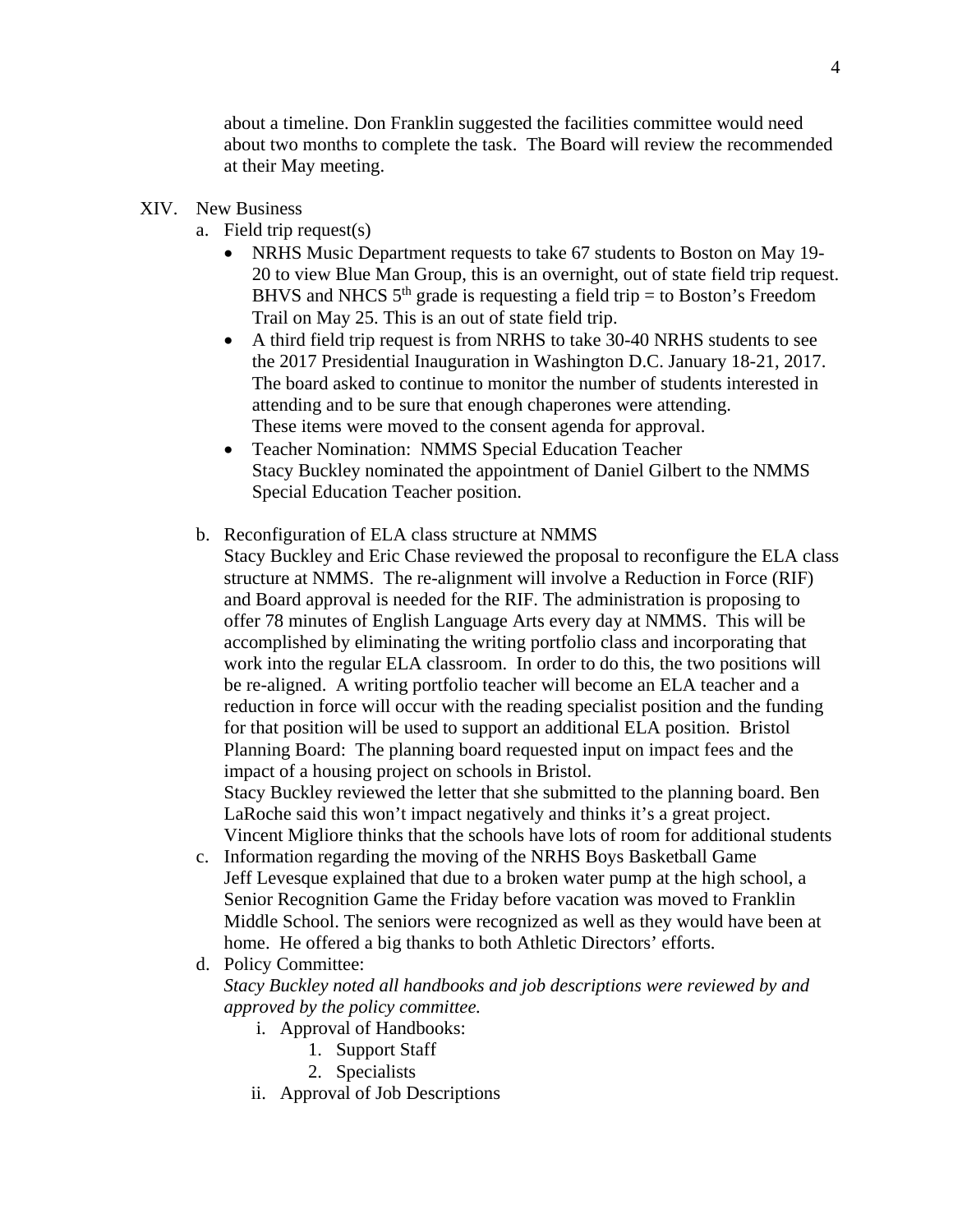about a timeline. Don Franklin suggested the facilities committee would need about two months to complete the task. The Board will review the recommended at their May meeting.

XIV. New Business

a. Field trip request(s)

- NRHS Music Department requests to take 67 students to Boston on May 19-20 to view Blue Man Group, this is an overnight, out of state field trip request. BHVS and NHCS 5th grade is requesting a field trip = to Boston's Freedom Trail on May 25. This is an out of state field trip.
- A third field trip request is from NRHS to take 30-40 NRHS students to see the 2017 Presidential Inauguration in Washington D.C. January 18-21, 2017. The board asked to continue to monitor the number of students interested in attending and to be sure that enough chaperones were attending. These items were moved to the consent agenda for approval.
- Teacher Nomination: NMMS Special Education Teacher
  Stacy Buckley nominated the appointment of Daniel Gilbert to the NMMS Special Education Teacher position.

b. Reconfiguration of ELA class structure at NMMS
Stacy Buckley and Eric Chase reviewed the proposal to reconfigure the ELA class structure at NMMS. The re-alignment will involve a Reduction in Force (RIF) and Board approval is needed for the RIF. The administration is proposing to offer 78 minutes of English Language Arts every day at NMMS. This will be accomplished by eliminating the writing portfolio class and incorporating that work into the regular ELA classroom. In order to do this, the two positions will be re-aligned. A writing portfolio teacher will become an ELA teacher and a reduction in force will occur with the reading specialist position and the funding for that position will be used to support an additional ELA position. Bristol Planning Board: The planning board requested input on impact fees and the impact of a housing project on schools in Bristol.
Stacy Buckley reviewed the letter that she submitted to the planning board. Ben LaRoche said this won't impact negatively and thinks it's a great project. Vincent Migliore thinks that the schools have lots of room for additional students

c. Information regarding the moving of the NRHS Boys Basketball Game
Jeff Levesque explained that due to a broken water pump at the high school, a Senior Recognition Game the Friday before vacation was moved to Franklin Middle School. The seniors were recognized as well as they would have been at home. He offered a big thanks to both Athletic Directors' efforts.

d. Policy Committee:
*Stacy Buckley noted all handbooks and job descriptions were reviewed by and approved by the policy committee.*

   i. Approval of Handbooks:
      1. Support Staff
      2. Specialists

   ii. Approval of Job Descriptions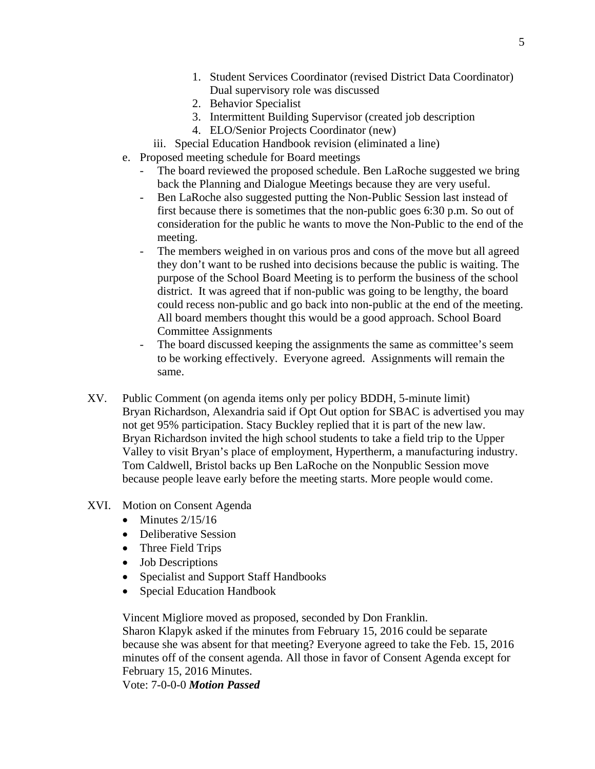1. Student Services Coordinator (revised District Data Coordinator) Dual supervisory role was discussed
2. Behavior Specialist
3. Intermittent Building Supervisor (created job description
4. ELO/Senior Projects Coordinator (new)

iii. Special Education Handbook revision (eliminated a line)

e. Proposed meeting schedule for Board meetings
   - The board reviewed the proposed schedule. Ben LaRoche suggested we bring back the Planning and Dialogue Meetings because they are very useful.
   - Ben LaRoche also suggested putting the Non-Public Session last instead of first because there is sometimes that the non-public goes 6:30 p.m. So out of consideration for the public he wants to move the Non-Public to the end of the meeting.
   - The members weighed in on various pros and cons of the move but all agreed they don't want to be rushed into decisions because the public is waiting. The purpose of the School Board Meeting is to perform the business of the school district. It was agreed that if non-public was going to be lengthy, the board could recess non-public and go back into non-public at the end of the meeting. All board members thought this would be a good approach. School Board Committee Assignments
   - The board discussed keeping the assignments the same as committee's seem to be working effectively. Everyone agreed. Assignments will remain the same.

XV. Public Comment (on agenda items only per policy BDDH, 5-minute limit)
Bryan Richardson, Alexandria said if Opt Out option for SBAC is advertised you may not get 95% participation. Stacy Buckley replied that it is part of the new law. Bryan Richardson invited the high school students to take a field trip to the Upper Valley to visit Bryan's place of employment, Hypertherm, a manufacturing industry. Tom Caldwell, Bristol backs up Ben LaRoche on the Nonpublic Session move because people leave early before the meeting starts. More people would come.

XVI. Motion on Consent Agenda

- Minutes 2/15/16
- Deliberative Session
- Three Field Trips
- Job Descriptions
- Specialist and Support Staff Handbooks
- Special Education Handbook

Vincent Migliore moved as proposed, seconded by Don Franklin.
Sharon Klapyk asked if the minutes from February 15, 2016 could be separate because she was absent for that meeting? Everyone agreed to take the Feb. 15, 2016 minutes off of the consent agenda. All those in favor of Consent Agenda except for February 15, 2016 Minutes.
Vote: 7-0-0-0 ***Motion Passed***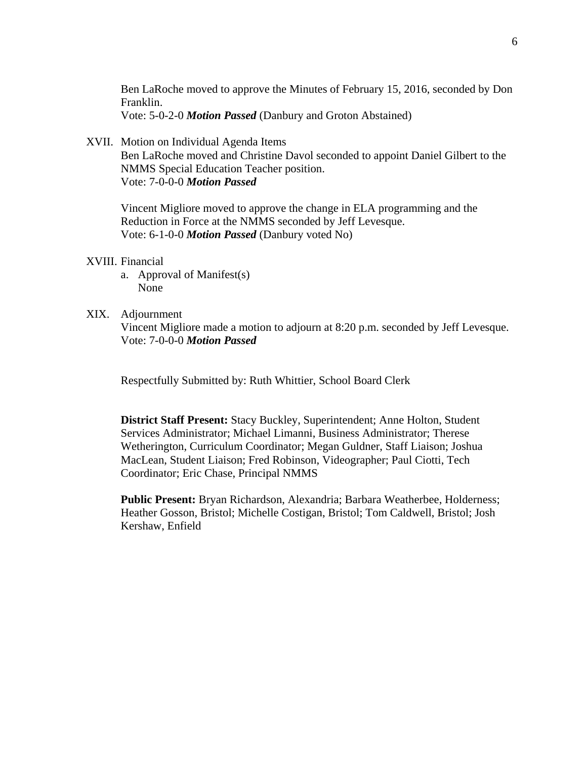Ben LaRoche moved to approve the Minutes of February 15, 2016, seconded by Don Franklin.
Vote: 5-0-2-0 ***Motion Passed*** (Danbury and Groton Abstained)

XVII. Motion on Individual Agenda Items
Ben LaRoche moved and Christine Davol seconded to appoint Daniel Gilbert to the NMMS Special Education Teacher position.
Vote: 7-0-0-0 ***Motion Passed***

Vincent Migliore moved to approve the change in ELA programming and the Reduction in Force at the NMMS seconded by Jeff Levesque.
Vote: 6-1-0-0 ***Motion Passed*** (Danbury voted No)

XVIII. Financial

a. Approval of Manifest(s)
None

XIX. Adjournment
Vincent Migliore made a motion to adjourn at 8:20 p.m. seconded by Jeff Levesque.
Vote: 7-0-0-0 ***Motion Passed***

Respectfully Submitted by: Ruth Whittier, School Board Clerk

**District Staff Present:** Stacy Buckley, Superintendent; Anne Holton, Student Services Administrator; Michael Limanni, Business Administrator; Therese Wetherington, Curriculum Coordinator; Megan Guldner, Staff Liaison; Joshua MacLean, Student Liaison; Fred Robinson, Videographer; Paul Ciotti, Tech Coordinator; Eric Chase, Principal NMMS

**Public Present:** Bryan Richardson, Alexandria; Barbara Weatherbee, Holderness; Heather Gosson, Bristol; Michelle Costigan, Bristol; Tom Caldwell, Bristol; Josh Kershaw, Enfield